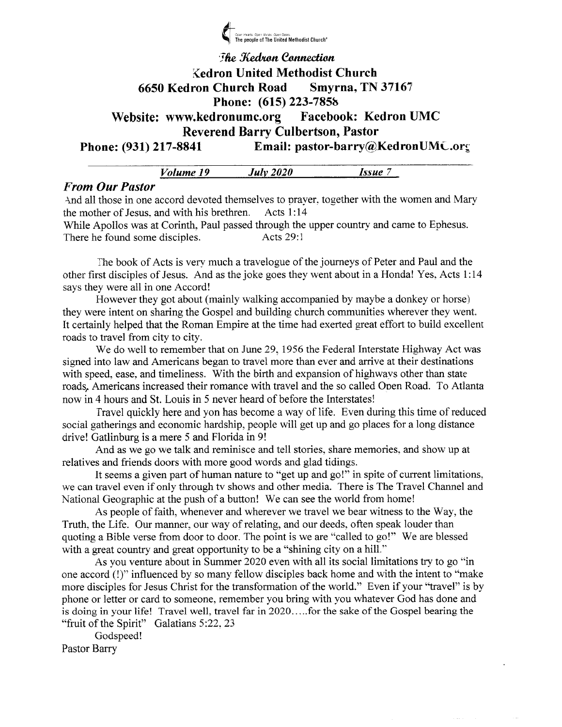Open Hearts. Open Minds. Open Doors.
The people of The United Methodist Church®

# *The Kedron Connection*

## Kedron United Methodist Church

**6650 Kedron Church Road Smyrna, TN 37167**

**Phone: (615) 223-7858**

**Website: www.kedronumc.org Facebook: Kedron UMC**

**Reverend Barry Culbertson, Pastor**

**Phone: (931) 217-8841 Email: pastor-barry@KedronUMC.org**

*Volume 19* *July 2020* *Issue 7*

## *From Our Pastor*

And all those in one accord devoted themselves to prayer, together with the women and Mary the mother of Jesus, and with his brethren. Acts 1:14

While Apollos was at Corinth, Paul passed through the upper country and came to Ephesus. There he found some disciples. Acts 29:1

The book of Acts is very much a travelogue of the journeys of Peter and Paul and the other first disciples of Jesus. And as the joke goes they went about in a Honda! Yes, Acts 1:14 says they were all in one Accord!

However they got about (mainly walking accompanied by maybe a donkey or horse) they were intent on sharing the Gospel and building church communities wherever they went. It certainly helped that the Roman Empire at the time had exerted great effort to build excellent roads to travel from city to city.

We do well to remember that on June 29, 1956 the Federal Interstate Highway Act was signed into law and Americans began to travel more than ever and arrive at their destinations with speed, ease, and timeliness. With the birth and expansion of highways other than state roads, Americans increased their romance with travel and the so called Open Road. To Atlanta now in 4 hours and St. Louis in 5 never heard of before the Interstates!

Travel quickly here and yon has become a way of life. Even during this time of reduced social gatherings and economic hardship, people will get up and go places for a long distance drive! Gatlinburg is a mere 5 and Florida in 9!

And as we go we talk and reminisce and tell stories, share memories, and show up at relatives and friends doors with more good words and glad tidings.

It seems a given part of human nature to "get up and go!" in spite of current limitations, we can travel even if only through tv shows and other media. There is The Travel Channel and National Geographic at the push of a button! We can see the world from home!

As people of faith, whenever and wherever we travel we bear witness to the Way, the Truth, the Life. Our manner, our way of relating, and our deeds, often speak louder than quoting a Bible verse from door to door. The point is we are "called to go!" We are blessed with a great country and great opportunity to be a "shining city on a hill."

As you venture about in Summer 2020 even with all its social limitations try to go "in one accord (!)" influenced by so many fellow disciples back home and with the intent to "make more disciples for Jesus Christ for the transformation of the world." Even if your "travel" is by phone or letter or card to someone, remember you bring with you whatever God has done and is doing in your life! Travel well, travel far in 2020.....for the sake of the Gospel bearing the "fruit of the Spirit" Galatians 5:22, 23

Godspeed!

Pastor Barry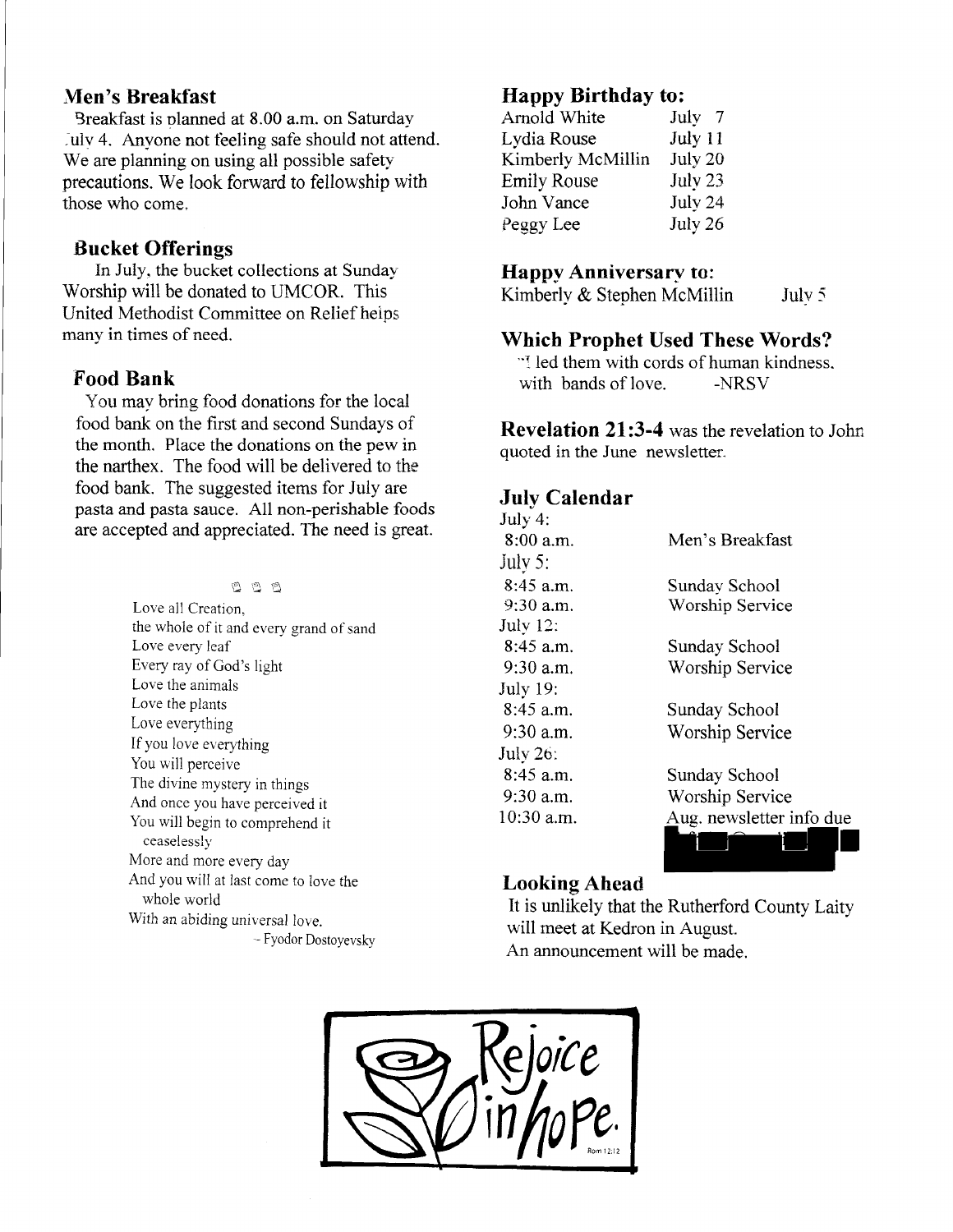## Men's Breakfast

Breakfast is planned at 8.00 a.m. on Saturday July 4. Anyone not feeling safe should not attend. We are planning on using all possible safety precautions. We look forward to fellowship with those who come.

## Bucket Offerings

In July, the bucket collections at Sunday Worship will be donated to UMCOR. This United Methodist Committee on Relief helps many in times of need.

## Food Bank

You may bring food donations for the local food bank on the first and second Sundays of the month. Place the donations on the pew in the narthex. The food will be delivered to the food bank. The suggested items for July are pasta and pasta sauce. All non-perishable foods are accepted and appreciated. The need is great.

Love all Creation,
the whole of it and every grand of sand
Love every leaf
Every ray of God's light
Love the animals
Love the plants
Love everything
If you love everything
You will perceive
The divine mystery in things
And once you have perceived it
You will begin to comprehend it
ceaselessly
More and more every day
And you will at last come to love the
whole world
With an abiding universal love.

- Fyodor Dostoyevsky

## Happy Birthday to:

| | |
|---|---|
| Arnold White | July 7 |
| Lydia Rouse | July 11 |
| Kimberly McMillin | July 20 |
| Emily Rouse | July 23 |
| John Vance | July 24 |
| Peggy Lee | July 26 |

## Happy Anniversary to:

Kimberly & Stephen McMillin July 5

## Which Prophet Used These Words?

"I led them with cords of human kindness, with bands of love. -NRSV

**Revelation 21:3-4** was the revelation to John quoted in the June newsletter.

## July Calendar

| | |
|---|---|
| July 4: | |
| 8:00 a.m. | Men's Breakfast |
| July 5: | |
| 8:45 a.m. | Sunday School |
| 9:30 a.m. | Worship Service |
| July 12: | |
| 8:45 a.m. | Sunday School |
| 9:30 a.m. | Worship Service |
| July 19: | |
| 8:45 a.m. | Sunday School |
| 9:30 a.m. | Worship Service |
| July 26: | |
| 8:45 a.m. | Sunday School |
| 9:30 a.m. | Worship Service |
| 10:30 a.m. | Aug. newsletter info due |

## Looking Ahead

It is unlikely that the Rutherford County Laity will meet at Kedron in August.
An announcement will be made.

Rejoice in hope.
Rom 12:12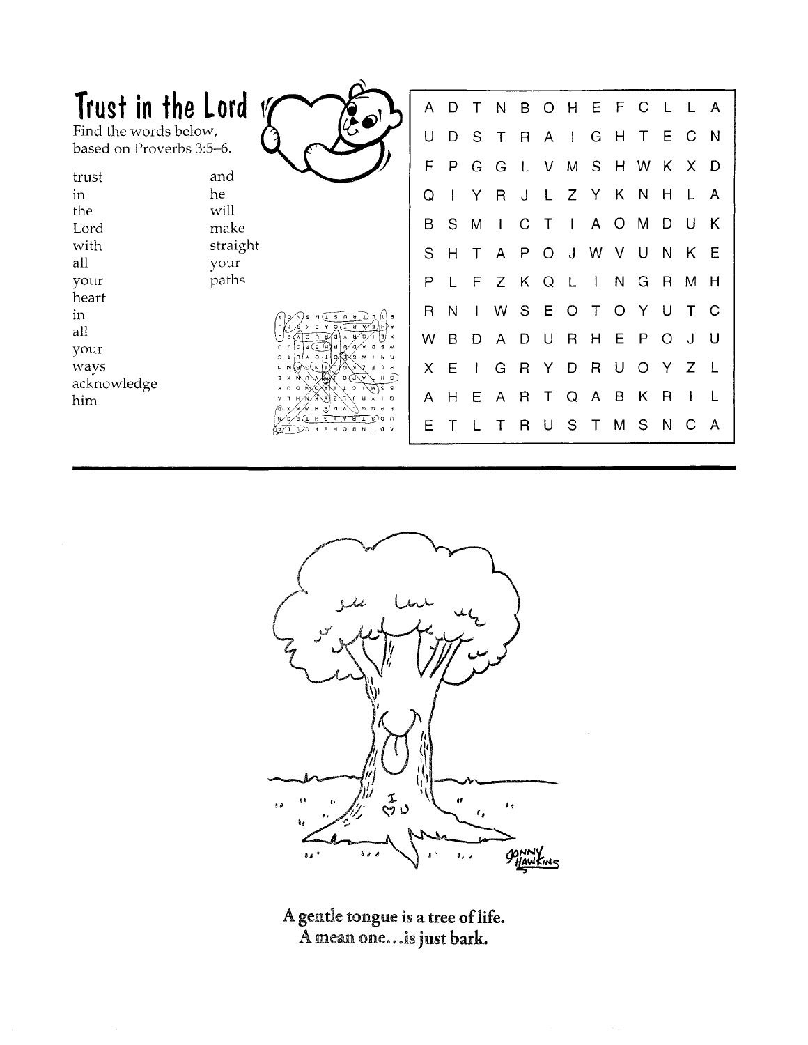# Trust in the Lord

Find the words below, based on Proverbs 3:5–6.

trust
in
the
Lord
with
all
your
heart
in
all
your
ways
acknowledge
him
and
he
will
make
straight
your
paths

| | | | | | | | | | | | | |
|---|---|---|---|---|---|---|---|---|---|---|---|---|
| A | D | T | N | B | O | H | E | F | C | L | L | A |
| U | D | S | T | R | A | I | G | H | T | E | C | N |
| F | P | G | G | L | V | M | S | H | W | K | X | D |
| Q | I | Y | R | J | L | Z | Y | K | N | H | L | A |
| B | S | M | I | C | T | I | A | O | M | D | U | K |
| S | H | T | A | P | O | J | W | V | U | N | K | E |
| P | L | F | Z | K | Q | L | I | N | G | R | M | H |
| R | N | I | W | S | E | O | T | O | Y | U | T | C |
| W | B | D | A | D | U | R | H | E | P | O | J | U |
| X | E | I | G | R | Y | D | R | U | O | Y | Z | L |
| A | H | E | A | R | T | Q | A | B | K | R | I | L |
| E | T | L | T | R | U | S | T | M | S | N | C | A |

A gentle tongue is a tree of life.
A mean one...is just bark.